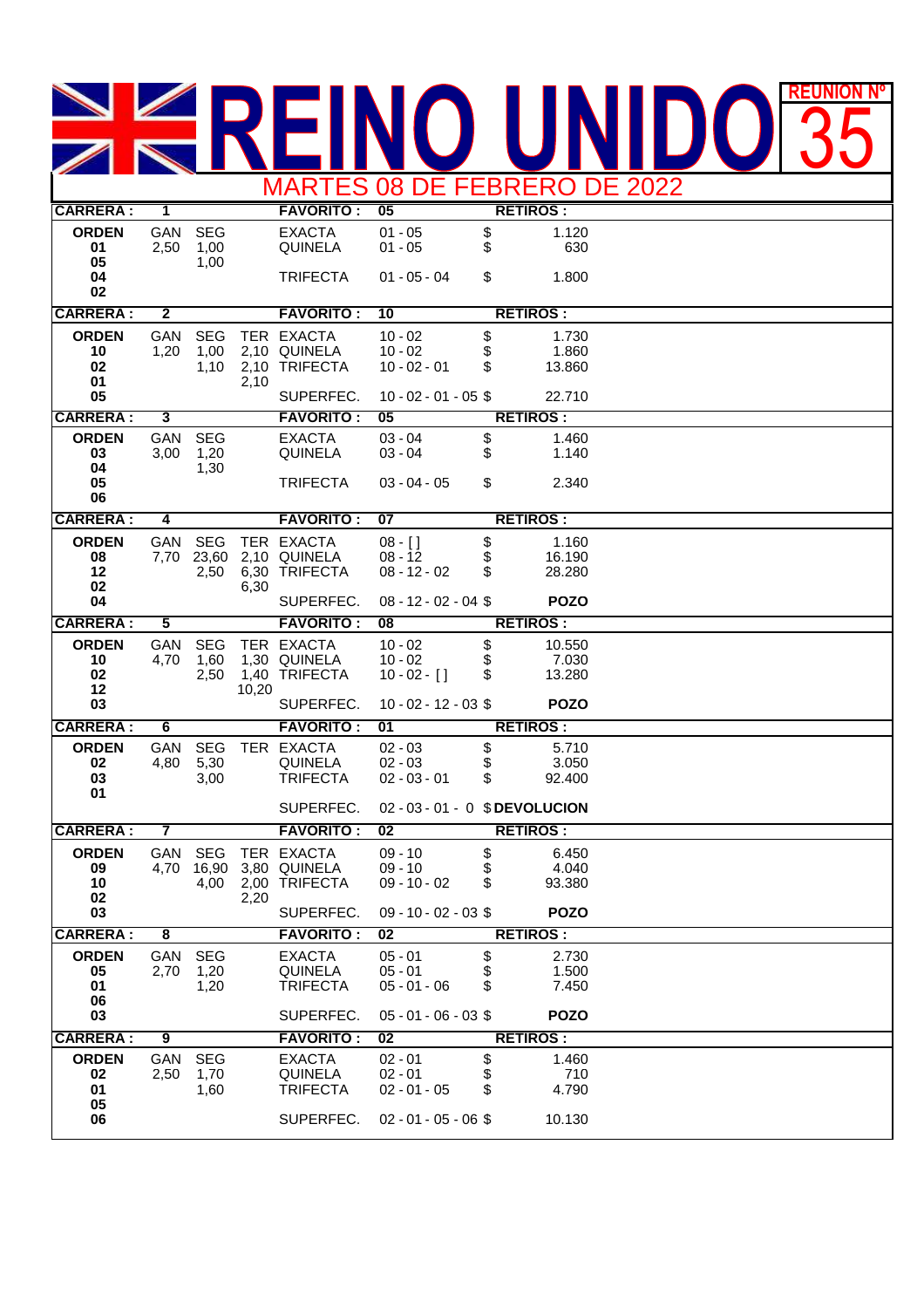# REINO UNIDO

**REUNION Nº 35**

## MARTES 08 DE FEBRERO DE 2022

| CARRERA : | 1 | | | FAVORITO : | 05 | | RETIROS : |
|---|---|---|---|---|---|---|---|
| **ORDEN** | GAN | SEG | | EXACTA | 01 - 05 | $ | 1.120 |
| **01** | 2,50 | 1,00 | | QUINELA | 01 - 05 | $ | 630 |
| **05** | | 1,00 | | | | | |
| **04** | | | | TRIFECTA | 01 - 05 - 04 | $ | 1.800 |
| **02** | | | | | | | |

| CARRERA : | 2 | | | FAVORITO : | 10 | | RETIROS : |
|---|---|---|---|---|---|---|---|
| **ORDEN** | GAN | SEG | TER | EXACTA | 10 - 02 | $ | 1.730 |
| **10** | 1,20 | 1,00 | 2,10 | QUINELA | 10 - 02 | $ | 1.860 |
| **02** | | 1,10 | 2,10 | TRIFECTA | 10 - 02 - 01 | $ | 13.860 |
| **01** | | | 2,10 | | | | |
| **05** | | | | SUPERFEC. | 10 - 02 - 01 - 05 | $ | 22.710 |

| CARRERA : | 3 | | | FAVORITO : | 05 | | RETIROS : |
|---|---|---|---|---|---|---|---|
| **ORDEN** | GAN | SEG | | EXACTA | 03 - 04 | $ | 1.460 |
| **03** | 3,00 | 1,20 | | QUINELA | 03 - 04 | $ | 1.140 |
| **04** | | 1,30 | | | | | |
| **05** | | | | TRIFECTA | 03 - 04 - 05 | $ | 2.340 |
| **06** | | | | | | | |

| CARRERA : | 4 | | | FAVORITO : | 07 | | RETIROS : |
|---|---|---|---|---|---|---|---|
| **ORDEN** | GAN | SEG | TER | EXACTA | 08 - [] | $ | 1.160 |
| **08** | 7,70 | 23,60 | 2,10 | QUINELA | 08 - 12 | $ | 16.190 |
| **12** | | 2,50 | 6,30 | TRIFECTA | 08 - 12 - 02 | $ | 28.280 |
| **02** | | | 6,30 | | | | |
| **04** | | | | SUPERFEC. | 08 - 12 - 02 - 04 | $ | **POZO** |

| CARRERA : | 5 | | | FAVORITO : | 08 | | RETIROS : |
|---|---|---|---|---|---|---|---|
| **ORDEN** | GAN | SEG | TER | EXACTA | 10 - 02 | $ | 10.550 |
| **10** | 4,70 | 1,60 | 1,30 | QUINELA | 10 - 02 | $ | 7.030 |
| **02** | | 2,50 | 1,40 | TRIFECTA | 10 - 02 - [] | $ | 13.280 |
| **12** | | | 10,20 | | | | |
| **03** | | | | SUPERFEC. | 10 - 02 - 12 - 03 | $ | **POZO** |

| CARRERA : | 6 | | | FAVORITO : | 01 | | RETIROS : |
|---|---|---|---|---|---|---|---|
| **ORDEN** | GAN | SEG | TER | EXACTA | 02 - 03 | $ | 5.710 |
| **02** | 4,80 | 5,30 | | QUINELA | 02 - 03 | $ | 3.050 |
| **03** | | 3,00 | | TRIFECTA | 02 - 03 - 01 | $ | 92.400 |
| **01** | | | | | | | |
| | | | | SUPERFEC. | 02 - 03 - 01 - 0 | $ | **DEVOLUCION** |

| CARRERA : | 7 | | | FAVORITO : | 02 | | RETIROS : |
|---|---|---|---|---|---|---|---|
| **ORDEN** | GAN | SEG | TER | EXACTA | 09 - 10 | $ | 6.450 |
| **09** | 4,70 | 16,90 | 3,80 | QUINELA | 09 - 10 | $ | 4.040 |
| **10** | | 4,00 | 2,00 | TRIFECTA | 09 - 10 - 02 | $ | 93.380 |
| **02** | | | 2,20 | | | | |
| **03** | | | | SUPERFEC. | 09 - 10 - 02 - 03 | $ | **POZO** |

| CARRERA : | 8 | | | FAVORITO : | 02 | | RETIROS : |
|---|---|---|---|---|---|---|---|
| **ORDEN** | GAN | SEG | | EXACTA | 05 - 01 | $ | 2.730 |
| **05** | 2,70 | 1,20 | | QUINELA | 05 - 01 | $ | 1.500 |
| **01** | | 1,20 | | TRIFECTA | 05 - 01 - 06 | $ | 7.450 |
| **06** | | | | | | | |
| **03** | | | | SUPERFEC. | 05 - 01 - 06 - 03 | $ | **POZO** |

| CARRERA : | 9 | | | FAVORITO : | 02 | | RETIROS : |
|---|---|---|---|---|---|---|---|
| **ORDEN** | GAN | SEG | | EXACTA | 02 - 01 | $ | 1.460 |
| **02** | 2,50 | 1,70 | | QUINELA | 02 - 01 | $ | 710 |
| **01** | | 1,60 | | TRIFECTA | 02 - 01 - 05 | $ | 4.790 |
| **05** | | | | | | | |
| **06** | | | | SUPERFEC. | 02 - 01 - 05 - 06 | $ | 10.130 |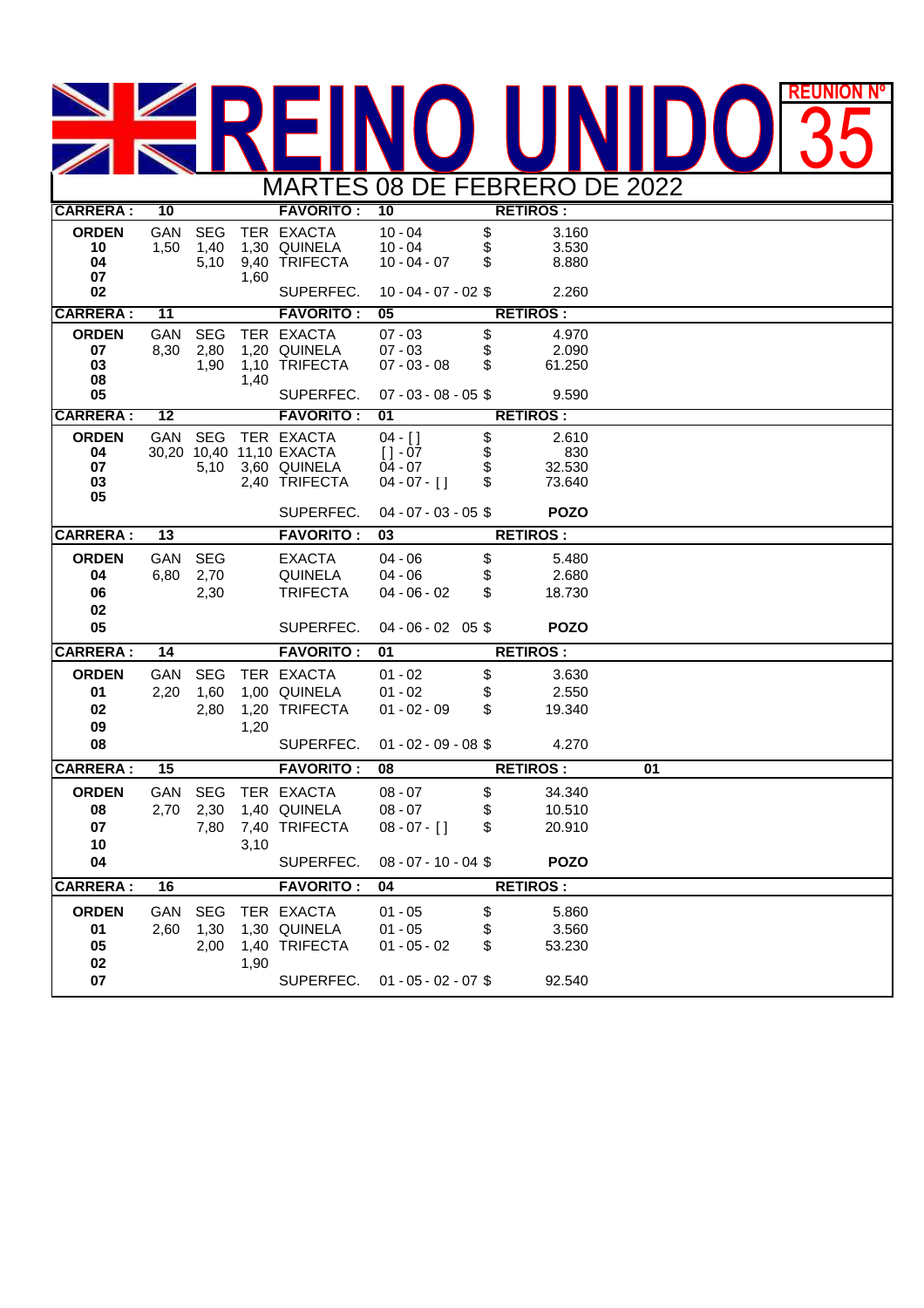# REINO UNIDO

**REUNION Nº 35**

## MARTES 08 DE FEBRERO DE 2022

| CARRERA : | 10 | | | FAVORITO : | 10 | | RETIROS : | |
|---|---|---|---|---|---|---|---|---|
| **ORDEN** | GAN | SEG | TER | EXACTA | 10 - 04 | $ | 3.160 | |
| **10** | 1,50 | 1,40 | 1,30 | QUINELA | 10 - 04 | $ | 3.530 | |
| **04** | | 5,10 | 9,40 | TRIFECTA | 10 - 04 - 07 | $ | 8.880 | |
| **07** | | | 1,60 | | | | | |
| **02** | | | | SUPERFEC. | 10 - 04 - 07 - 02 | $ | 2.260 | |

| CARRERA : | 11 | | | FAVORITO : | 05 | | RETIROS : | |
|---|---|---|---|---|---|---|---|---|
| **ORDEN** | GAN | SEG | TER | EXACTA | 07 - 03 | $ | 4.970 | |
| **07** | 8,30 | 2,80 | 1,20 | QUINELA | 07 - 03 | $ | 2.090 | |
| **03** | | 1,90 | 1,10 | TRIFECTA | 07 - 03 - 08 | $ | 61.250 | |
| **08** | | | 1,40 | | | | | |
| **05** | | | | SUPERFEC. | 07 - 03 - 08 - 05 | $ | 9.590 | |

| CARRERA : | 12 | | | FAVORITO : | 01 | | RETIROS : | |
|---|---|---|---|---|---|---|---|---|
| **ORDEN** | GAN | SEG | TER | EXACTA | 04 - [] | $ | 2.610 | |
| **04** | 30,20 | 10,40 | 11,10 | EXACTA | [] - 07 | $ | 830 | |
| **07** | | 5,10 | 3,60 | QUINELA | 04 - 07 | $ | 32.530 | |
| **03** | | | 2,40 | TRIFECTA | 04 - 07 - [] | $ | 73.640 | |
| **05** | | | | | | | | |
| | | | | SUPERFEC. | 04 - 07 - 03 - 05 | $ | **POZO** | |

| CARRERA : | 13 | | | FAVORITO : | 03 | | RETIROS : | |
|---|---|---|---|---|---|---|---|---|
| **ORDEN** | GAN | SEG | | EXACTA | 04 - 06 | $ | 5.480 | |
| **04** | 6,80 | 2,70 | | QUINELA | 04 - 06 | $ | 2.680 | |
| **06** | | 2,30 | | TRIFECTA | 04 - 06 - 02 | $ | 18.730 | |
| **02** | | | | | | | | |
| **05** | | | | SUPERFEC. | 04 - 06 - 02 05 | $ | **POZO** | |

| CARRERA : | 14 | | | FAVORITO : | 01 | | RETIROS : | |
|---|---|---|---|---|---|---|---|---|
| **ORDEN** | GAN | SEG | TER | EXACTA | 01 - 02 | $ | 3.630 | |
| **01** | 2,20 | 1,60 | 1,00 | QUINELA | 01 - 02 | $ | 2.550 | |
| **02** | | 2,80 | 1,20 | TRIFECTA | 01 - 02 - 09 | $ | 19.340 | |
| **09** | | | 1,20 | | | | | |
| **08** | | | | SUPERFEC. | 01 - 02 - 09 - 08 | $ | 4.270 | |

| CARRERA : | 15 | | | FAVORITO : | 08 | | RETIROS : | 01 |
|---|---|---|---|---|---|---|---|---|
| **ORDEN** | GAN | SEG | TER | EXACTA | 08 - 07 | $ | 34.340 | |
| **08** | 2,70 | 2,30 | 1,40 | QUINELA | 08 - 07 | $ | 10.510 | |
| **07** | | 7,80 | 7,40 | TRIFECTA | 08 - 07 - [] | $ | 20.910 | |
| **10** | | | 3,10 | | | | | |
| **04** | | | | SUPERFEC. | 08 - 07 - 10 - 04 | $ | **POZO** | |

| CARRERA : | 16 | | | FAVORITO : | 04 | | RETIROS : | |
|---|---|---|---|---|---|---|---|---|
| **ORDEN** | GAN | SEG | TER | EXACTA | 01 - 05 | $ | 5.860 | |
| **01** | 2,60 | 1,30 | 1,30 | QUINELA | 01 - 05 | $ | 3.560 | |
| **05** | | 2,00 | 1,40 | TRIFECTA | 01 - 05 - 02 | $ | 53.230 | |
| **02** | | | 1,90 | | | | | |
| **07** | | | | SUPERFEC. | 01 - 05 - 02 - 07 | $ | 92.540 | |